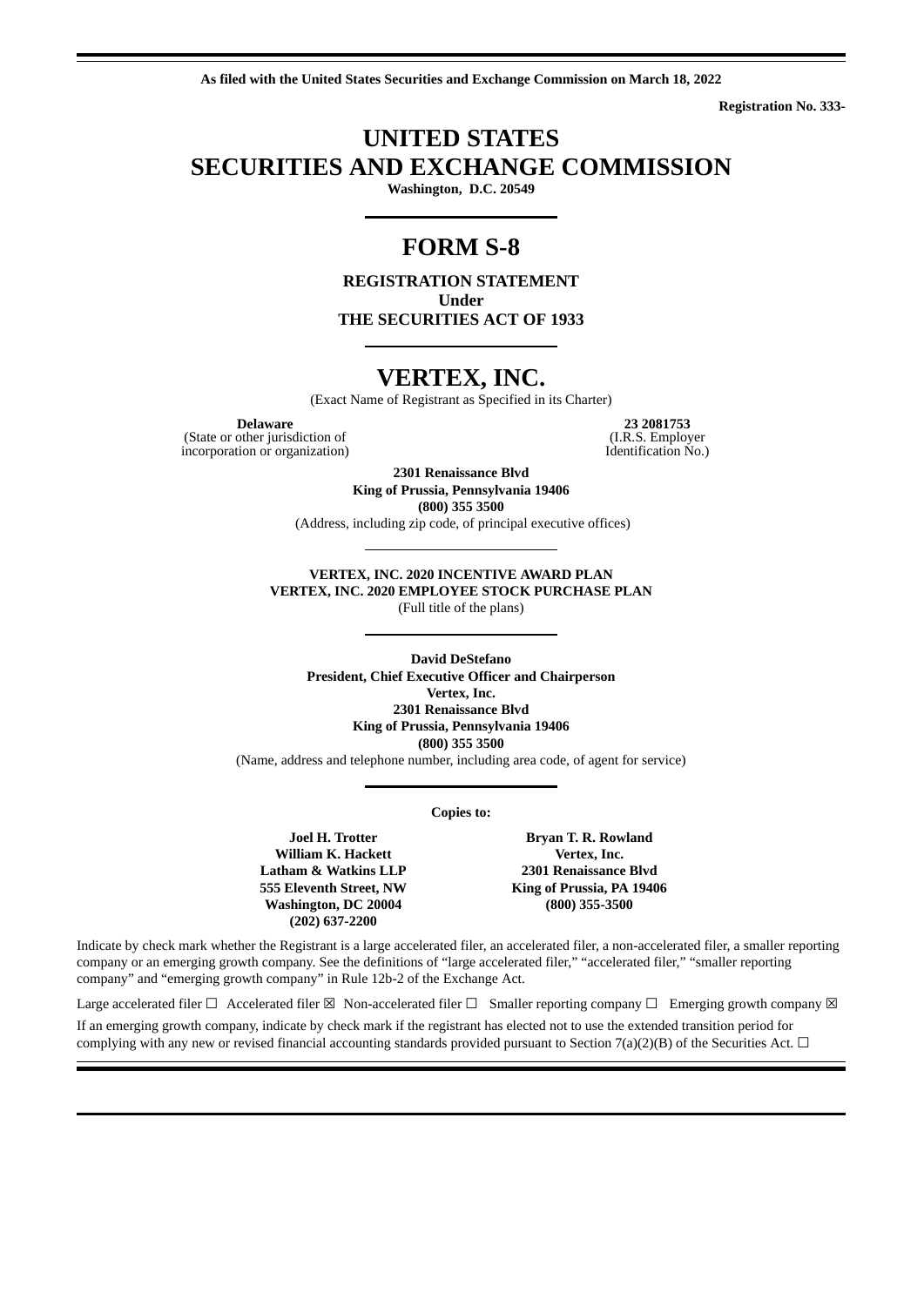**As filed with the United States Securities and Exchange Commission on March 18, 2022**

**Registration No. 333-**

# UNITED STATES
# SECURITIES AND EXCHANGE COMMISSION

**Washington, D.C. 20549**

# FORM S-8

**REGISTRATION STATEMENT**
**Under**
**THE SECURITIES ACT OF 1933**

# VERTEX, INC.

(Exact Name of Registrant as Specified in its Charter)

| **Delaware** | **23 2081753** |
|---|---|
| (State or other jurisdiction of incorporation or organization) | (I.R.S. Employer Identification No.) |

**2301 Renaissance Blvd**
**King of Prussia, Pennsylvania 19406**
**(800) 355 3500**
(Address, including zip code, of principal executive offices)

**VERTEX, INC. 2020 INCENTIVE AWARD PLAN**
**VERTEX, INC. 2020 EMPLOYEE STOCK PURCHASE PLAN**
(Full title of the plans)

**David DeStefano**
**President, Chief Executive Officer and Chairperson**
**Vertex, Inc.**
**2301 Renaissance Blvd**
**King of Prussia, Pennsylvania 19406**
**(800) 355 3500**
(Name, address and telephone number, including area code, of agent for service)

**Copies to:**

| **Joel H. Trotter** | **Bryan T. R. Rowland** |
|---|---|
| **William K. Hackett** | **Vertex, Inc.** |
| **Latham & Watkins LLP** | **2301 Renaissance Blvd** |
| **555 Eleventh Street, NW** | **King of Prussia, PA 19406** |
| **Washington, DC 20004** | **(800) 355-3500** |
| **(202) 637-2200** | |

Indicate by check mark whether the Registrant is a large accelerated filer, an accelerated filer, a non-accelerated filer, a smaller reporting company or an emerging growth company. See the definitions of "large accelerated filer," "accelerated filer," "smaller reporting company" and "emerging growth company" in Rule 12b-2 of the Exchange Act.

Large accelerated filer ☐ Accelerated filer ☒ Non-accelerated filer ☐ Smaller reporting company ☐ Emerging growth company ☒

If an emerging growth company, indicate by check mark if the registrant has elected not to use the extended transition period for complying with any new or revised financial accounting standards provided pursuant to Section 7(a)(2)(B) of the Securities Act. ☐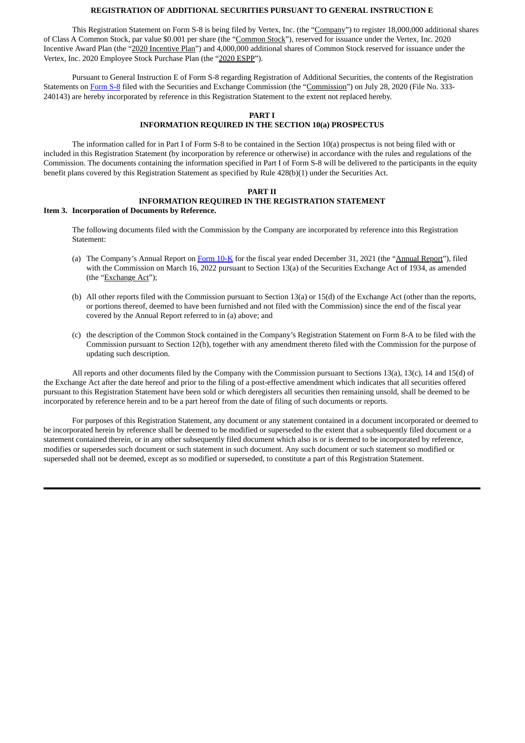## REGISTRATION OF ADDITIONAL SECURITIES PURSUANT TO GENERAL INSTRUCTION E

This Registration Statement on Form S-8 is being filed by Vertex, Inc. (the "Company") to register 18,000,000 additional shares of Class A Common Stock, par value $0.001 per share (the "Common Stock"), reserved for issuance under the Vertex, Inc. 2020 Incentive Award Plan (the "2020 Incentive Plan") and 4,000,000 additional shares of Common Stock reserved for issuance under the Vertex, Inc. 2020 Employee Stock Purchase Plan (the "2020 ESPP").

Pursuant to General Instruction E of Form S-8 regarding Registration of Additional Securities, the contents of the Registration Statements on Form S-8 filed with the Securities and Exchange Commission (the "Commission") on July 28, 2020 (File No. 333-240143) are hereby incorporated by reference in this Registration Statement to the extent not replaced hereby.

## PART I
## INFORMATION REQUIRED IN THE SECTION 10(a) PROSPECTUS

The information called for in Part I of Form S-8 to be contained in the Section 10(a) prospectus is not being filed with or included in this Registration Statement (by incorporation by reference or otherwise) in accordance with the rules and regulations of the Commission. The documents containing the information specified in Part I of Form S-8 will be delivered to the participants in the equity benefit plans covered by this Registration Statement as specified by Rule 428(b)(1) under the Securities Act.

## PART II
## INFORMATION REQUIRED IN THE REGISTRATION STATEMENT

### Item 3. Incorporation of Documents by Reference.

The following documents filed with the Commission by the Company are incorporated by reference into this Registration Statement:

(a) The Company's Annual Report on Form 10-K for the fiscal year ended December 31, 2021 (the "Annual Report"), filed with the Commission on March 16, 2022 pursuant to Section 13(a) of the Securities Exchange Act of 1934, as amended (the "Exchange Act");

(b) All other reports filed with the Commission pursuant to Section 13(a) or 15(d) of the Exchange Act (other than the reports, or portions thereof, deemed to have been furnished and not filed with the Commission) since the end of the fiscal year covered by the Annual Report referred to in (a) above; and

(c) the description of the Common Stock contained in the Company's Registration Statement on Form 8-A to be filed with the Commission pursuant to Section 12(b), together with any amendment thereto filed with the Commission for the purpose of updating such description.

All reports and other documents filed by the Company with the Commission pursuant to Sections 13(a), 13(c), 14 and 15(d) of the Exchange Act after the date hereof and prior to the filing of a post-effective amendment which indicates that all securities offered pursuant to this Registration Statement have been sold or which deregisters all securities then remaining unsold, shall be deemed to be incorporated by reference herein and to be a part hereof from the date of filing of such documents or reports.

For purposes of this Registration Statement, any document or any statement contained in a document incorporated or deemed to be incorporated herein by reference shall be deemed to be modified or superseded to the extent that a subsequently filed document or a statement contained therein, or in any other subsequently filed document which also is or is deemed to be incorporated by reference, modifies or supersedes such document or such statement in such document. Any such document or such statement so modified or superseded shall not be deemed, except as so modified or superseded, to constitute a part of this Registration Statement.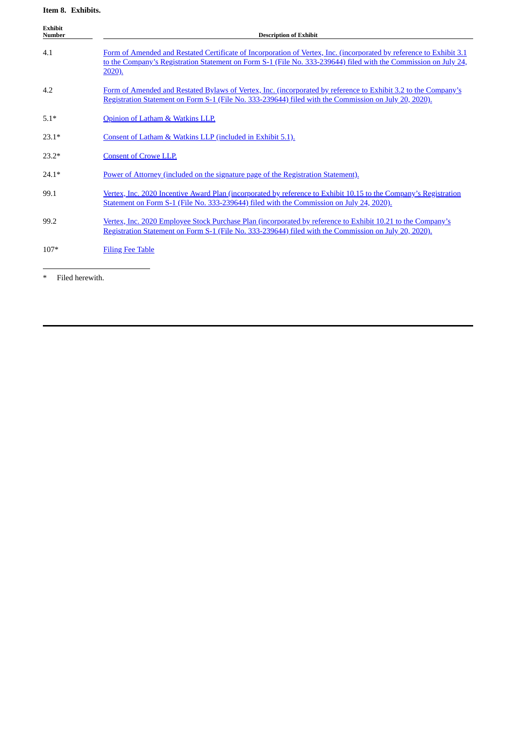**Item 8. Exhibits.**

| Exhibit Number | Description of Exhibit |
| --- | --- |
| 4.1 | Form of Amended and Restated Certificate of Incorporation of Vertex, Inc. (incorporated by reference to Exhibit 3.1 to the Company's Registration Statement on Form S-1 (File No. 333-239644) filed with the Commission on July 24, 2020). |
| 4.2 | Form of Amended and Restated Bylaws of Vertex, Inc. (incorporated by reference to Exhibit 3.2 to the Company's Registration Statement on Form S-1 (File No. 333-239644) filed with the Commission on July 20, 2020). |
| 5.1* | Opinion of Latham & Watkins LLP. |
| 23.1* | Consent of Latham & Watkins LLP (included in Exhibit 5.1). |
| 23.2* | Consent of Crowe LLP. |
| 24.1* | Power of Attorney (included on the signature page of the Registration Statement). |
| 99.1 | Vertex, Inc. 2020 Incentive Award Plan (incorporated by reference to Exhibit 10.15 to the Company's Registration Statement on Form S-1 (File No. 333-239644) filed with the Commission on July 24, 2020). |
| 99.2 | Vertex, Inc. 2020 Employee Stock Purchase Plan (incorporated by reference to Exhibit 10.21 to the Company's Registration Statement on Form S-1 (File No. 333-239644) filed with the Commission on July 20, 2020). |
| 107* | Filing Fee Table |

\* Filed herewith.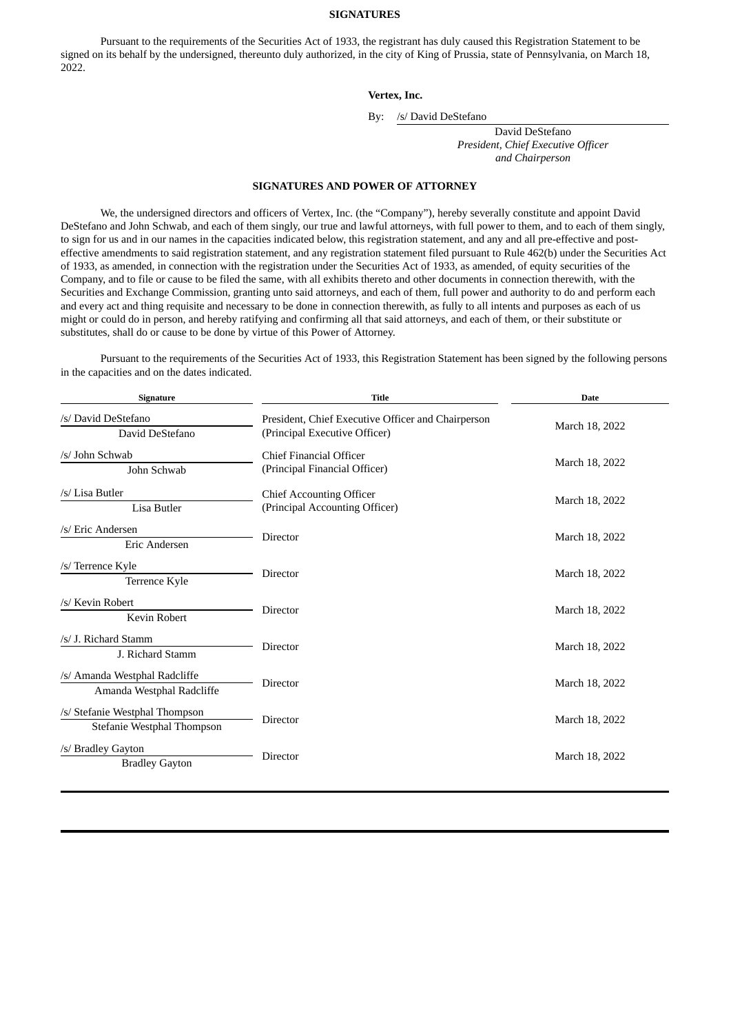**SIGNATURES**

Pursuant to the requirements of the Securities Act of 1933, the registrant has duly caused this Registration Statement to be signed on its behalf by the undersigned, thereunto duly authorized, in the city of King of Prussia, state of Pennsylvania, on March 18, 2022.

**Vertex, Inc.**

By: /s/ David DeStefano

David DeStefano
*President, Chief Executive Officer and Chairperson*

**SIGNATURES AND POWER OF ATTORNEY**

We, the undersigned directors and officers of Vertex, Inc. (the "Company"), hereby severally constitute and appoint David DeStefano and John Schwab, and each of them singly, our true and lawful attorneys, with full power to them, and to each of them singly, to sign for us and in our names in the capacities indicated below, this registration statement, and any and all pre-effective and post-effective amendments to said registration statement, and any registration statement filed pursuant to Rule 462(b) under the Securities Act of 1933, as amended, in connection with the registration under the Securities Act of 1933, as amended, of equity securities of the Company, and to file or cause to be filed the same, with all exhibits thereto and other documents in connection therewith, with the Securities and Exchange Commission, granting unto said attorneys, and each of them, full power and authority to do and perform each and every act and thing requisite and necessary to be done in connection therewith, as fully to all intents and purposes as each of us might or could do in person, and hereby ratifying and confirming all that said attorneys, and each of them, or their substitute or substitutes, shall do or cause to be done by virtue of this Power of Attorney.

Pursuant to the requirements of the Securities Act of 1933, this Registration Statement has been signed by the following persons in the capacities and on the dates indicated.

| Signature | Title | Date |
|---|---|---|
| /s/ David DeStefano<br>David DeStefano | President, Chief Executive Officer and Chairperson<br>(Principal Executive Officer) | March 18, 2022 |
| /s/ John Schwab<br>John Schwab | Chief Financial Officer<br>(Principal Financial Officer) | March 18, 2022 |
| /s/ Lisa Butler<br>Lisa Butler | Chief Accounting Officer<br>(Principal Accounting Officer) | March 18, 2022 |
| /s/ Eric Andersen<br>Eric Andersen | Director | March 18, 2022 |
| /s/ Terrence Kyle<br>Terrence Kyle | Director | March 18, 2022 |
| /s/ Kevin Robert<br>Kevin Robert | Director | March 18, 2022 |
| /s/ J. Richard Stamm<br>J. Richard Stamm | Director | March 18, 2022 |
| /s/ Amanda Westphal Radcliffe<br>Amanda Westphal Radcliffe | Director | March 18, 2022 |
| /s/ Stefanie Westphal Thompson<br>Stefanie Westphal Thompson | Director | March 18, 2022 |
| /s/ Bradley Gayton<br>Bradley Gayton | Director | March 18, 2022 |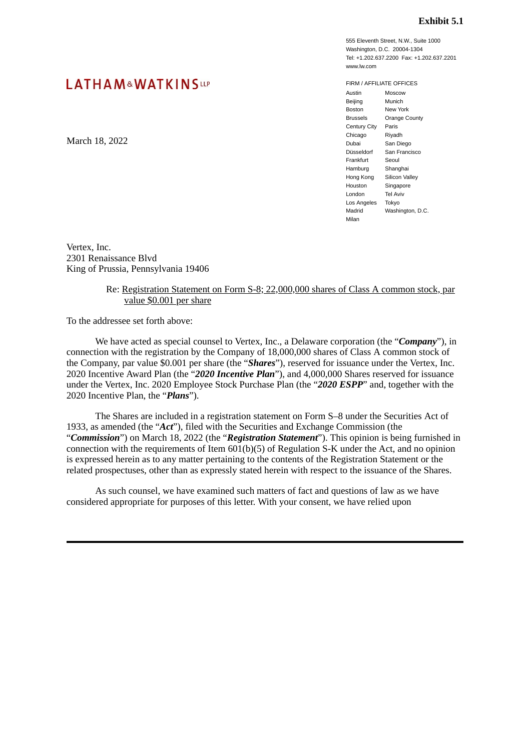**Exhibit 5.1**

555 Eleventh Street, N.W., Suite 1000
Washington, D.C. 20004-1304
Tel: +1.202.637.2200 Fax: +1.202.637.2201
www.lw.com

LATHAM&WATKINS LLP

FIRM / AFFILIATE OFFICES

| | |
|---|---|
| Austin | Moscow |
| Beijing | Munich |
| Boston | New York |
| Brussels | Orange County |
| Century City | Paris |
| Chicago | Riyadh |
| Dubai | San Diego |
| Düsseldorf | San Francisco |
| Frankfurt | Seoul |
| Hamburg | Shanghai |
| Hong Kong | Silicon Valley |
| Houston | Singapore |
| London | Tel Aviv |
| Los Angeles | Tokyo |
| Madrid | Washington, D.C. |
| Milan | |

March 18, 2022

Vertex, Inc.
2301 Renaissance Blvd
King of Prussia, Pennsylvania 19406

Re: Registration Statement on Form S-8; 22,000,000 shares of Class A common stock, par value $0.001 per share

To the addressee set forth above:

We have acted as special counsel to Vertex, Inc., a Delaware corporation (the "***Company***"), in connection with the registration by the Company of 18,000,000 shares of Class A common stock of the Company, par value $0.001 per share (the "***Shares***"), reserved for issuance under the Vertex, Inc. 2020 Incentive Award Plan (the "***2020 Incentive Plan***"), and 4,000,000 Shares reserved for issuance under the Vertex, Inc. 2020 Employee Stock Purchase Plan (the "***2020 ESPP***" and, together with the 2020 Incentive Plan, the "***Plans***").

The Shares are included in a registration statement on Form S–8 under the Securities Act of 1933, as amended (the "***Act***"), filed with the Securities and Exchange Commission (the "***Commission***") on March 18, 2022 (the "***Registration Statement***"). This opinion is being furnished in connection with the requirements of Item 601(b)(5) of Regulation S-K under the Act, and no opinion is expressed herein as to any matter pertaining to the contents of the Registration Statement or the related prospectuses, other than as expressly stated herein with respect to the issuance of the Shares.

As such counsel, we have examined such matters of fact and questions of law as we have considered appropriate for purposes of this letter. With your consent, we have relied upon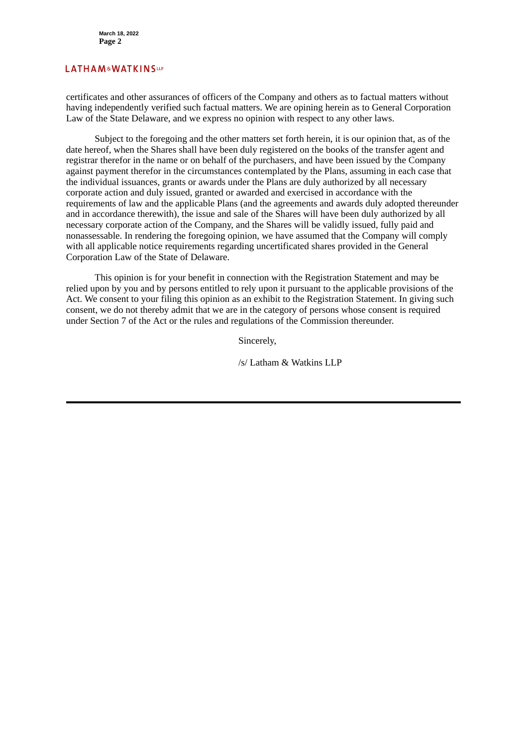certificates and other assurances of officers of the Company and others as to factual matters without having independently verified such factual matters. We are opining herein as to General Corporation Law of the State Delaware, and we express no opinion with respect to any other laws.

Subject to the foregoing and the other matters set forth herein, it is our opinion that, as of the date hereof, when the Shares shall have been duly registered on the books of the transfer agent and registrar therefor in the name or on behalf of the purchasers, and have been issued by the Company against payment therefor in the circumstances contemplated by the Plans, assuming in each case that the individual issuances, grants or awards under the Plans are duly authorized by all necessary corporate action and duly issued, granted or awarded and exercised in accordance with the requirements of law and the applicable Plans (and the agreements and awards duly adopted thereunder and in accordance therewith), the issue and sale of the Shares will have been duly authorized by all necessary corporate action of the Company, and the Shares will be validly issued, fully paid and nonassessable. In rendering the foregoing opinion, we have assumed that the Company will comply with all applicable notice requirements regarding uncertificated shares provided in the General Corporation Law of the State of Delaware.

This opinion is for your benefit in connection with the Registration Statement and may be relied upon by you and by persons entitled to rely upon it pursuant to the applicable provisions of the Act. We consent to your filing this opinion as an exhibit to the Registration Statement. In giving such consent, we do not thereby admit that we are in the category of persons whose consent is required under Section 7 of the Act or the rules and regulations of the Commission thereunder.

Sincerely,

/s/ Latham & Watkins LLP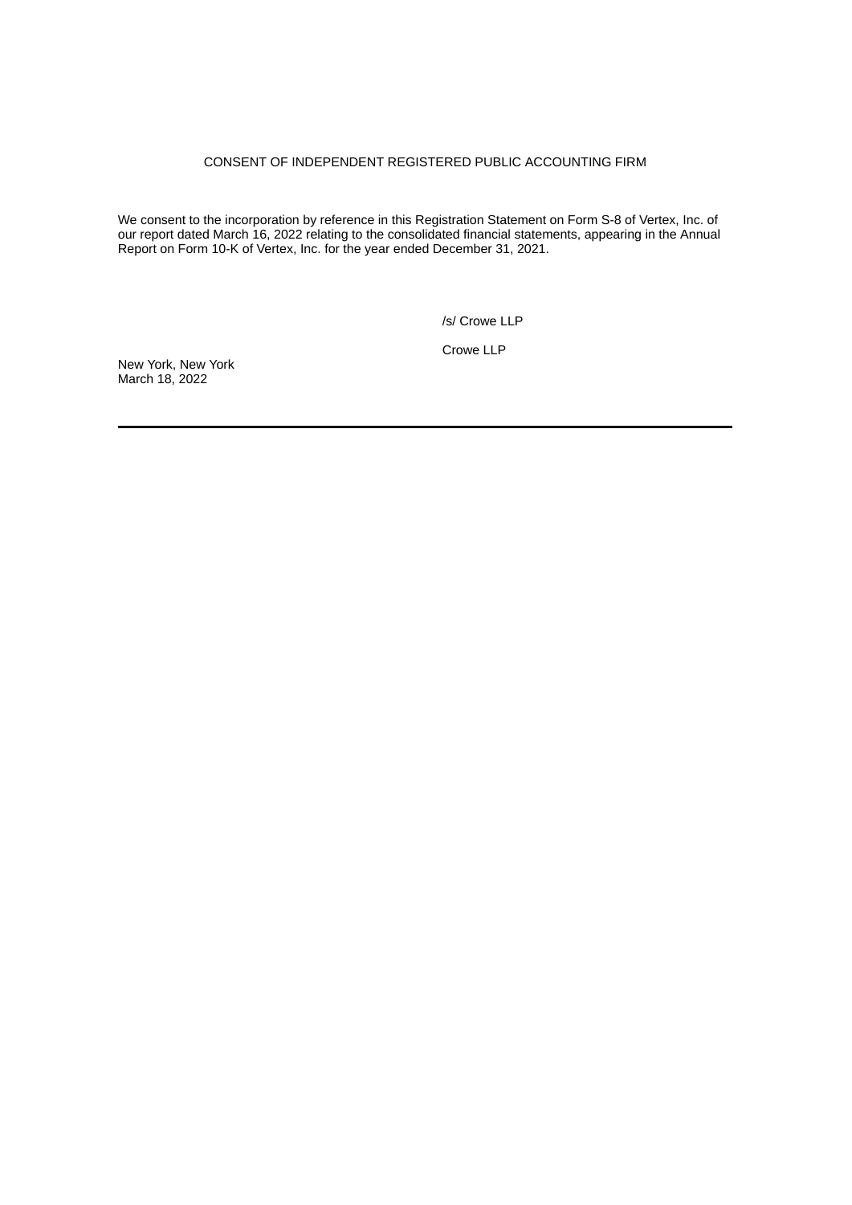# CONSENT OF INDEPENDENT REGISTERED PUBLIC ACCOUNTING FIRM

We consent to the incorporation by reference in this Registration Statement on Form S-8 of Vertex, Inc. of our report dated March 16, 2022 relating to the consolidated financial statements, appearing in the Annual Report on Form 10-K of Vertex, Inc. for the year ended December 31, 2021.

/s/ Crowe LLP

Crowe LLP

New York, New York
March 18, 2022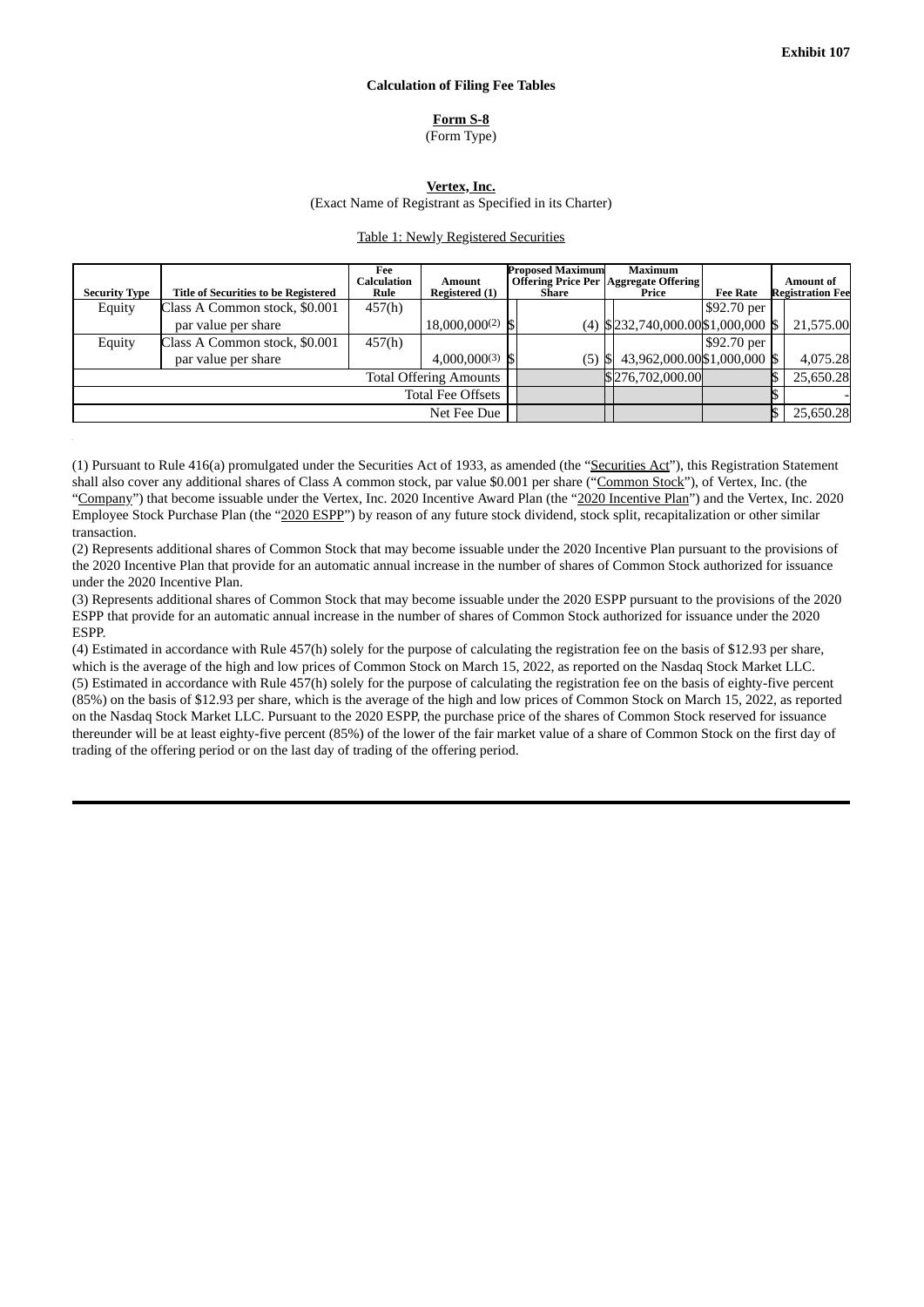**Exhibit 107**

**Calculation of Filing Fee Tables**

**Form S-8**
(Form Type)

**Vertex, Inc.**
(Exact Name of Registrant as Specified in its Charter)

Table 1: Newly Registered Securities

| Security Type | Title of Securities to be Registered | Fee Calculation Rule | Amount Registered (1) | Proposed Maximum Offering Price Per Share | Maximum Aggregate Offering Price | Fee Rate | Amount of Registration Fee |
|---|---|---|---|---|---|---|---|
| Equity | Class A Common stock, $0.001 par value per share | 457(h) | 18,000,000(2) | $ (4) | $232,740,000.00 | $92.70 per $1,000,000 | $ 21,575.00 |
| Equity | Class A Common stock, $0.001 par value per share | 457(h) | 4,000,000(3) | $ (5) | $ 43,962,000.00 | $92.70 per $1,000,000 | $ 4,075.28 |
| Total Offering Amounts | | | | | $276,702,000.00 | | $ 25,650.28 |
| Total Fee Offsets | | | | | | | $ - |
| Net Fee Due | | | | | | | $ 25,650.28 |

(1) Pursuant to Rule 416(a) promulgated under the Securities Act of 1933, as amended (the "Securities Act"), this Registration Statement shall also cover any additional shares of Class A common stock, par value $0.001 per share ("Common Stock"), of Vertex, Inc. (the "Company") that become issuable under the Vertex, Inc. 2020 Incentive Award Plan (the "2020 Incentive Plan") and the Vertex, Inc. 2020 Employee Stock Purchase Plan (the "2020 ESPP") by reason of any future stock dividend, stock split, recapitalization or other similar transaction.

(2) Represents additional shares of Common Stock that may become issuable under the 2020 Incentive Plan pursuant to the provisions of the 2020 Incentive Plan that provide for an automatic annual increase in the number of shares of Common Stock authorized for issuance under the 2020 Incentive Plan.

(3) Represents additional shares of Common Stock that may become issuable under the 2020 ESPP pursuant to the provisions of the 2020 ESPP that provide for an automatic annual increase in the number of shares of Common Stock authorized for issuance under the 2020 ESPP.

(4) Estimated in accordance with Rule 457(h) solely for the purpose of calculating the registration fee on the basis of $12.93 per share, which is the average of the high and low prices of Common Stock on March 15, 2022, as reported on the Nasdaq Stock Market LLC.

(5) Estimated in accordance with Rule 457(h) solely for the purpose of calculating the registration fee on the basis of eighty-five percent (85%) on the basis of $12.93 per share, which is the average of the high and low prices of Common Stock on March 15, 2022, as reported on the Nasdaq Stock Market LLC. Pursuant to the 2020 ESPP, the purchase price of the shares of Common Stock reserved for issuance thereunder will be at least eighty-five percent (85%) of the lower of the fair market value of a share of Common Stock on the first day of trading of the offering period or on the last day of trading of the offering period.